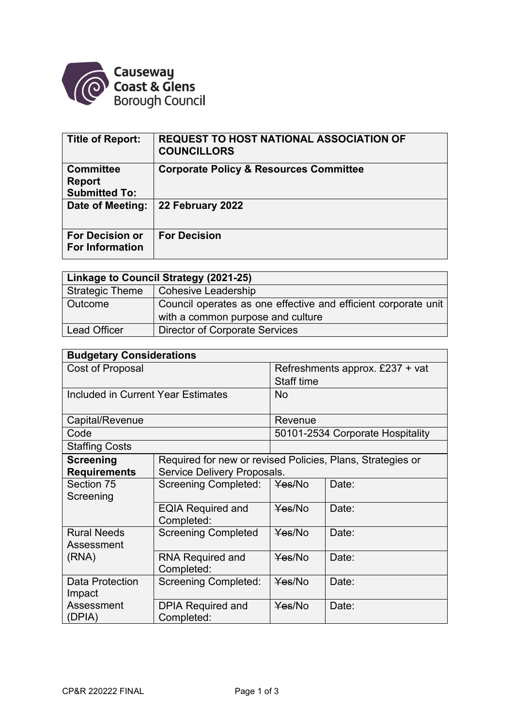Causeway Coast & Glens Borough Council

| Title of Report: | REQUEST TO HOST NATIONAL ASSOCIATION OF COUNCILLORS |
|---|---|
| Committee Report Submitted To: | Corporate Policy & Resources Committee |
| Date of Meeting: | 22 February 2022 |
| For Decision or For Information | For Decision |

| Linkage to Council Strategy (2021-25) | |
|---|---|
| Strategic Theme | Cohesive Leadership |
| Outcome | Council operates as one effective and efficient corporate unit with a common purpose and culture |
| Lead Officer | Director of Corporate Services |

| Budgetary Considerations | | | |
|---|---|---|---|
| Cost of Proposal | | Refreshments approx. £237 + vat<br>Staff time | |
| Included in Current Year Estimates | | No | |
| Capital/Revenue | | Revenue | |
| Code | | 50101-2534 Corporate Hospitality | |
| Staffing Costs | | | |
| **Screening Requirements** | Required for new or revised Policies, Plans, Strategies or Service Delivery Proposals. | | |
| Section 75 Screening | Screening Completed: | ~~Yes~~/No | Date: |
| | EQIA Required and Completed: | ~~Yes~~/No | Date: |
| Rural Needs Assessment (RNA) | Screening Completed | ~~Yes~~/No | Date: |
| | RNA Required and Completed: | ~~Yes~~/No | Date: |
| Data Protection Impact Assessment (DPIA) | Screening Completed: | ~~Yes~~/No | Date: |
| | DPIA Required and Completed: | ~~Yes~~/No | Date: |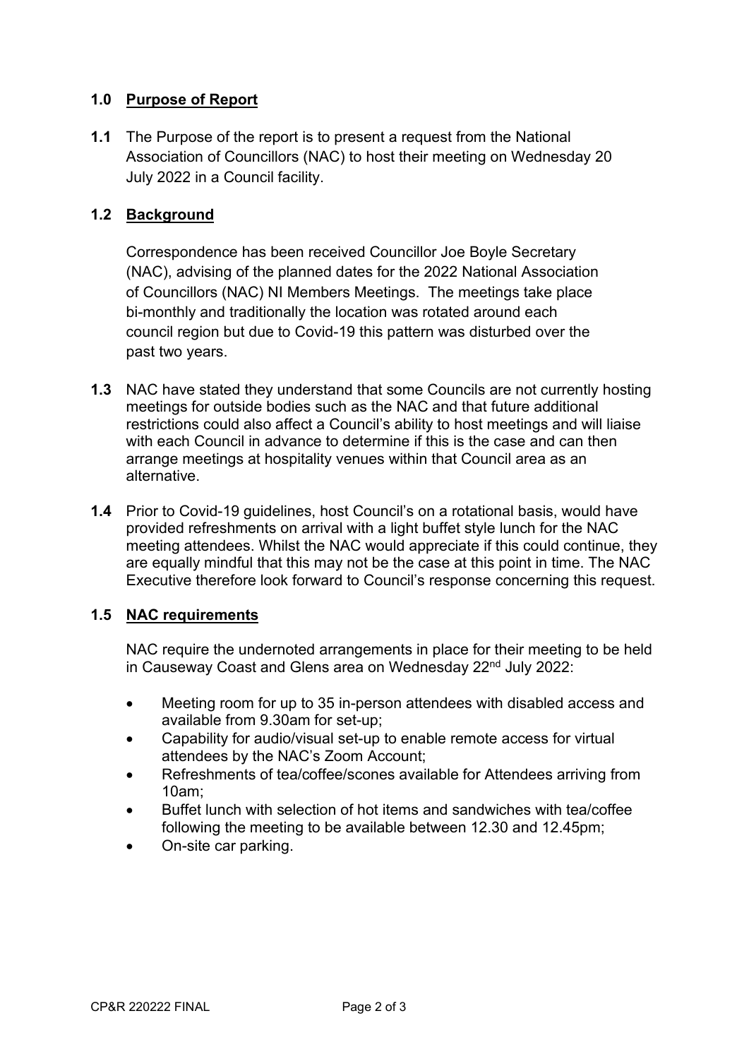## 1.0 Purpose of Report

**1.1** The Purpose of the report is to present a request from the National Association of Councillors (NAC) to host their meeting on Wednesday 20 July 2022 in a Council facility.

## 1.2 Background

Correspondence has been received Councillor Joe Boyle Secretary (NAC), advising of the planned dates for the 2022 National Association of Councillors (NAC) NI Members Meetings. The meetings take place bi-monthly and traditionally the location was rotated around each council region but due to Covid-19 this pattern was disturbed over the past two years.

**1.3** NAC have stated they understand that some Councils are not currently hosting meetings for outside bodies such as the NAC and that future additional restrictions could also affect a Council's ability to host meetings and will liaise with each Council in advance to determine if this is the case and can then arrange meetings at hospitality venues within that Council area as an alternative.

**1.4** Prior to Covid-19 guidelines, host Council's on a rotational basis, would have provided refreshments on arrival with a light buffet style lunch for the NAC meeting attendees. Whilst the NAC would appreciate if this could continue, they are equally mindful that this may not be the case at this point in time. The NAC Executive therefore look forward to Council's response concerning this request.

## 1.5 NAC requirements

NAC require the undernoted arrangements in place for their meeting to be held in Causeway Coast and Glens area on Wednesday 22nd July 2022:

- Meeting room for up to 35 in-person attendees with disabled access and available from 9.30am for set-up;
- Capability for audio/visual set-up to enable remote access for virtual attendees by the NAC's Zoom Account;
- Refreshments of tea/coffee/scones available for Attendees arriving from 10am;
- Buffet lunch with selection of hot items and sandwiches with tea/coffee following the meeting to be available between 12.30 and 12.45pm;
- On-site car parking.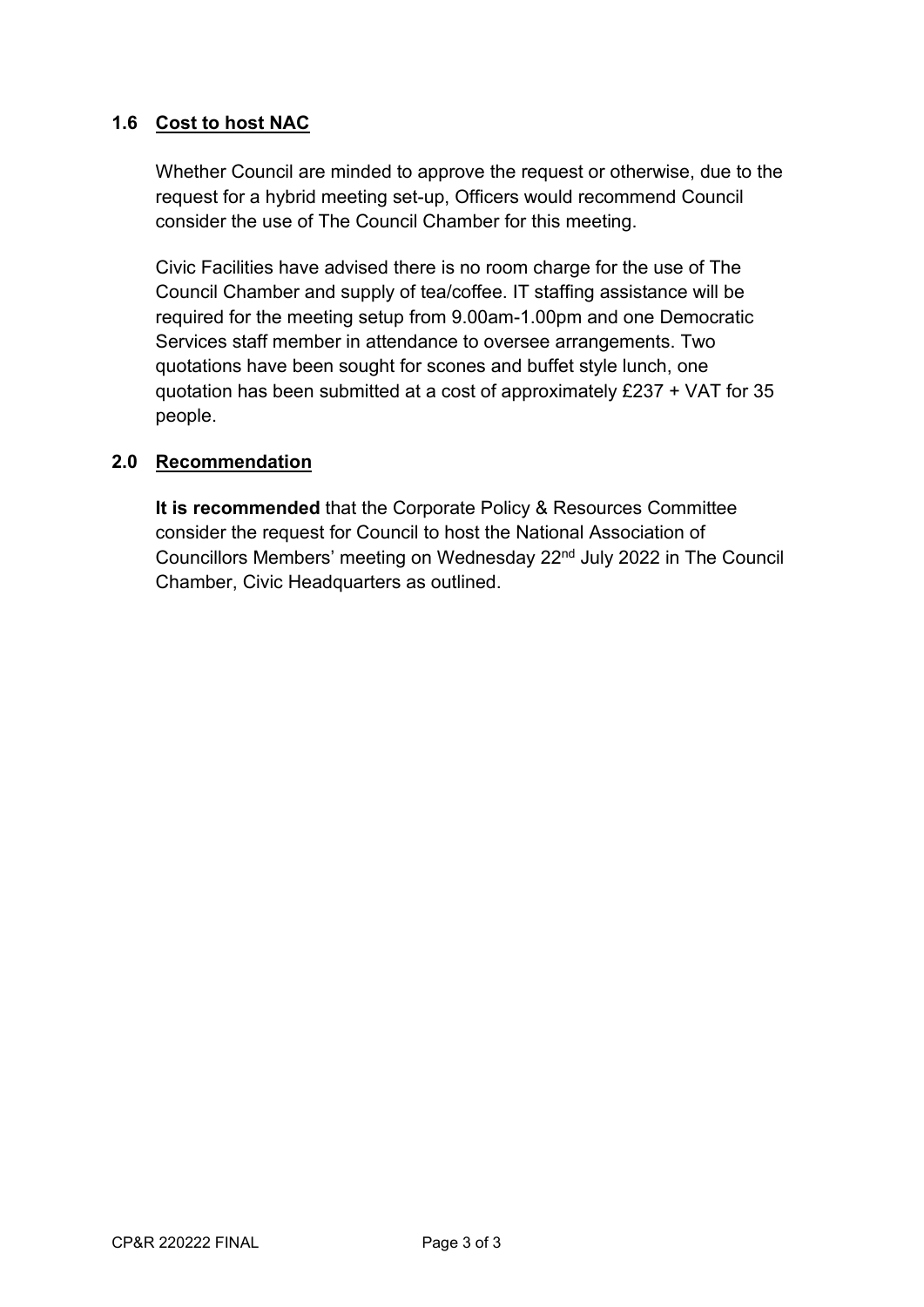## 1.6 Cost to host NAC

Whether Council are minded to approve the request or otherwise, due to the request for a hybrid meeting set-up, Officers would recommend Council consider the use of The Council Chamber for this meeting.

Civic Facilities have advised there is no room charge for the use of The Council Chamber and supply of tea/coffee. IT staffing assistance will be required for the meeting setup from 9.00am-1.00pm and one Democratic Services staff member in attendance to oversee arrangements. Two quotations have been sought for scones and buffet style lunch, one quotation has been submitted at a cost of approximately £237 + VAT for 35 people.

## 2.0 Recommendation

**It is recommended** that the Corporate Policy & Resources Committee consider the request for Council to host the National Association of Councillors Members' meeting on Wednesday 22nd July 2022 in The Council Chamber, Civic Headquarters as outlined.

CP&R 220222 FINAL